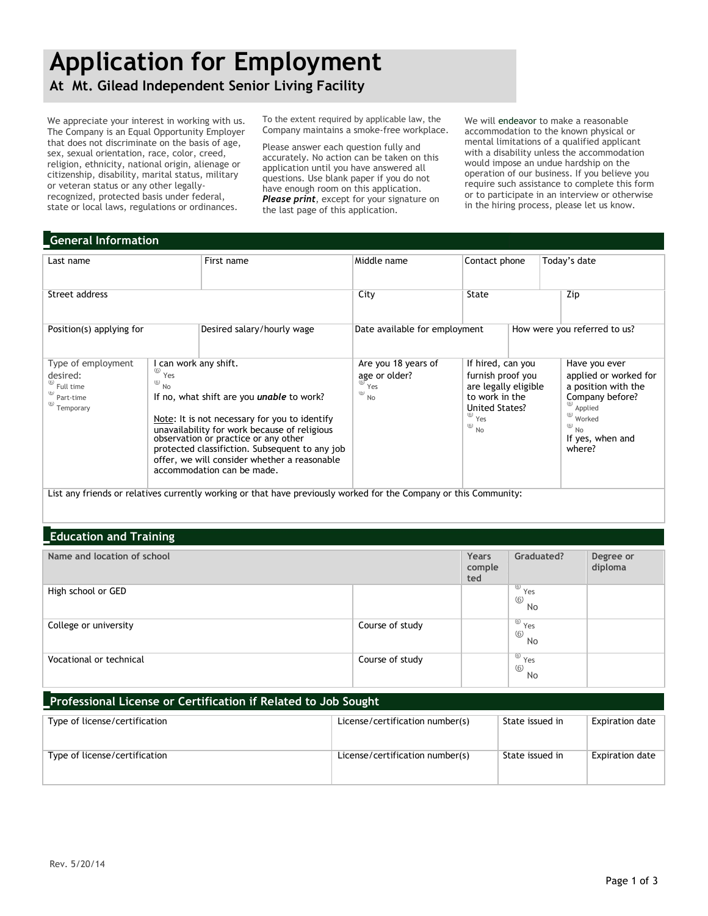# Application for Employment

## At Mt. Gilead Independent Senior Living Facility

We appreciate your interest in working with us. The Company is an Equal Opportunity Employer that does not discriminate on the basis of age, sex, sexual orientation, race, color, creed, religion, ethnicity, national origin, alienage or citizenship, disability, marital status, military or veteran status or any other legally-recognized, protected basis under federal, state or local laws, regulations or ordinances.

To the extent required by applicable law, the Company maintains a smoke-free workplace.

Please answer each question fully and accurately. No action can be taken on this application until you have answered all questions. Use blank paper if you do not have enough room on this application. ***Please print***, except for your signature on the last page of this application.

We will endeavor to make a reasonable accommodation to the known physical or mental limitations of a qualified applicant with a disability unless the accommodation would impose an undue hardship on the operation of our business. If you believe you require such assistance to complete this form or to participate in an interview or otherwise in the hiring process, please let us know.

## General Information

| Last name | First name | Middle name | Contact phone | Today's date |
|---|---|---|---|---|
| | | | | |

| Street address | City | State | Zip |
|---|---|---|---|
| | | | |

| Position(s) applying for | Desired salary/hourly wage | Date available for employment | How were you referred to us? |
|---|---|---|---|
| | | | |

| Type of employment desired: | I can work any shift. | Are you 18 years of age or older? | If hired, can you furnish proof you are legally eligible to work in the United States? | Have you ever applied or worked for a position with the Company before? |
|---|---|---|---|---|
| ○ Full time<br>○ Part-time<br>○ Temporary | ○ Yes<br>○ No<br>If no, what shift are you ***unable*** to work?<br><br>Note: It is not necessary for you to identify unavailability for work because of religious observation or practice or any other protected classifiction. Subsequent to any job offer, we will consider whether a reasonable accommodation can be made. | ○ Yes<br>○ No | ○ Yes<br>○ No | ○ Applied<br>○ Worked<br>○ No<br>If yes, when and where? |

List any friends or relatives currently working or that have previously worked for the Company or this Community:

## Education and Training

| Name and location of school | | Years completed | Graduated? | Degree or diploma |
|---|---|---|---|---|
| High school or GED | | | ○ Yes<br>○ No | |
| College or university | Course of study | | ○ Yes<br>○ No | |
| Vocational or technical | Course of study | | ○ Yes<br>○ No | |

## Professional License or Certification if Related to Job Sought

| Type of license/certification | License/certification number(s) | State issued in | Expiration date |
|---|---|---|---|
| | | | |
| Type of license/certification | License/certification number(s) | State issued in | Expiration date |
| | | | |

Rev. 5/20/14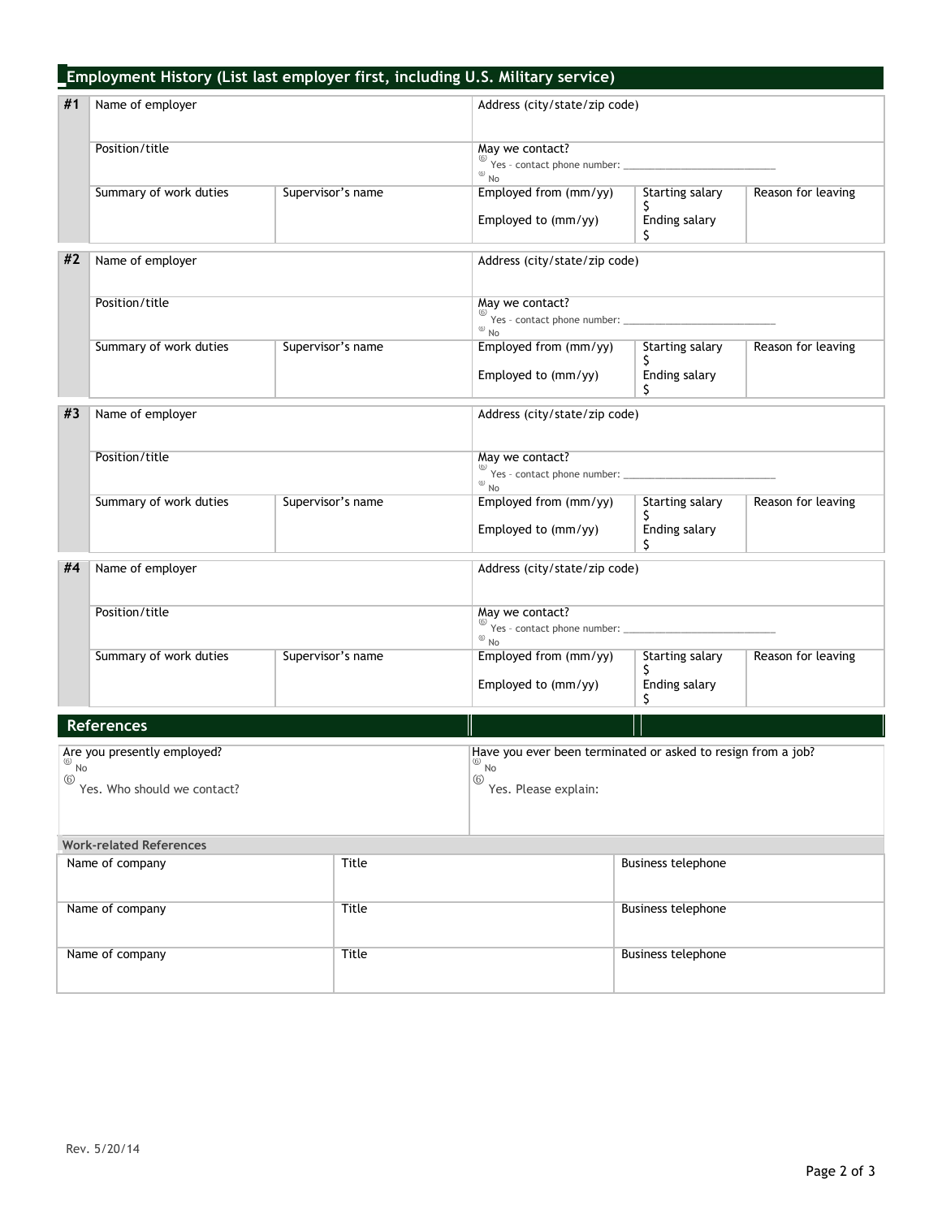## Employment History (List last employer first, including U.S. Military service)

**#1**

| Name of employer | | Address (city/state/zip code) | | |
|---|---|---|---|---|
| Position/title | | May we contact?<br>Yes - contact phone number: ____________<br>No | | |
| Summary of work duties | Supervisor's name | Employed from (mm/yy)<br><br>Employed to (mm/yy) | Starting salary<br>$<br>Ending salary<br>$ | Reason for leaving |

**#2**

| Name of employer | | Address (city/state/zip code) | | |
|---|---|---|---|---|
| Position/title | | May we contact?<br>Yes - contact phone number: ____________<br>No | | |
| Summary of work duties | Supervisor's name | Employed from (mm/yy)<br><br>Employed to (mm/yy) | Starting salary<br>$<br>Ending salary<br>$ | Reason for leaving |

**#3**

| Name of employer | | Address (city/state/zip code) | | |
|---|---|---|---|---|
| Position/title | | May we contact?<br>Yes - contact phone number: ____________<br>No | | |
| Summary of work duties | Supervisor's name | Employed from (mm/yy)<br><br>Employed to (mm/yy) | Starting salary<br>$<br>Ending salary<br>$ | Reason for leaving |

**#4**

| Name of employer | | Address (city/state/zip code) | | |
|---|---|---|---|---|
| Position/title | | May we contact?<br>Yes - contact phone number: ____________<br>No | | |
| Summary of work duties | Supervisor's name | Employed from (mm/yy)<br><br>Employed to (mm/yy) | Starting salary<br>$<br>Ending salary<br>$ | Reason for leaving |

## References

| Are you presently employed? | Have you ever been terminated or asked to resign from a job? |
|---|---|
| No<br>Yes. Who should we contact? | No<br>Yes. Please explain: |

**Work-related References**

| Name of company | Title | Business telephone |
|---|---|---|
| Name of company | Title | Business telephone |
| Name of company | Title | Business telephone |

Rev. 5/20/14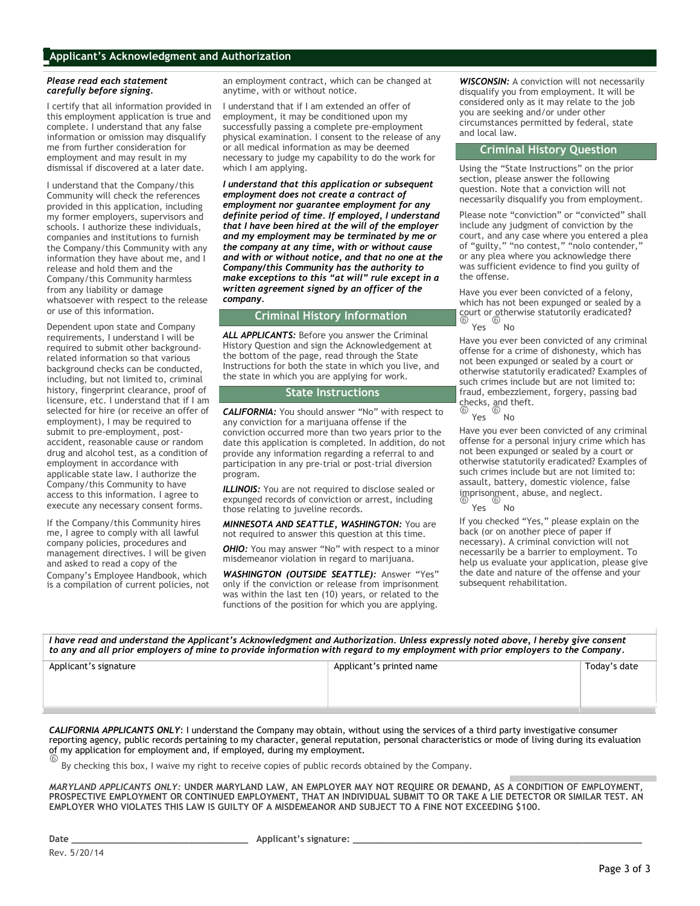## Applicant's Acknowledgment and Authorization

***Please read each statement carefully before signing.***

I certify that all information provided in this employment application is true and complete. I understand that any false information or omission may disqualify me from further consideration for employment and may result in my dismissal if discovered at a later date.

I understand that the Company/this Community will check the references provided in this application, including my former employers, supervisors and schools. I authorize these individuals, companies and institutions to furnish the Company/this Community with any information they have about me, and I release and hold them and the Company/this Community harmless from any liability or damage whatsoever with respect to the release or use of this information.

Dependent upon state and Company requirements, I understand I will be required to submit other background-related information so that various background checks can be conducted, including, but not limited to, criminal history, fingerprint clearance, proof of licensure, etc. I understand that if I am selected for hire (or receive an offer of employment), I may be required to submit to pre-employment, post-accident, reasonable cause or random drug and alcohol test, as a condition of employment in accordance with applicable state law. I authorize the Company/this Community to have access to this information. I agree to execute any necessary consent forms.

If the Company/this Community hires me, I agree to comply with all lawful company policies, procedures and management directives. I will be given and asked to read a copy of the Company's Employee Handbook, which is a compilation of current policies, not an employment contract, which can be changed at anytime, with or without notice.

I understand that if I am extended an offer of employment, it may be conditioned upon my successfully passing a complete pre-employment physical examination. I consent to the release of any or all medical information as may be deemed necessary to judge my capability to do the work for which I am applying.

***I understand that this application or subsequent employment does not create a contract of employment nor guarantee employment for any definite period of time. If employed, I understand that I have been hired at the will of the employer and my employment may be terminated by me or the company at any time, with or without cause and with or without notice, and that no one at the Company/this Community has the authority to make exceptions to this "at will" rule except in a written agreement signed by an officer of the company.***

### Criminal History Information

***ALL APPLICANTS:*** Before you answer the Criminal History Question and sign the Acknowledgement at the bottom of the page, read through the State Instructions for both the state in which you live, and the state in which you are applying for work.

### State Instructions

***CALIFORNIA:*** You should answer "No" with respect to any conviction for a marijuana offense if the conviction occurred more than two years prior to the date this application is completed. In addition, do not provide any information regarding a referral to and participation in any pre-trial or post-trial diversion program.

***ILLINOIS:*** You are not required to disclose sealed or expunged records of conviction or arrest, including those relating to juveline records.

***MINNESOTA AND SEATTLE, WASHINGTON:*** You are not required to answer this question at this time.

***OHIO:*** You may answer "No" with respect to a minor misdemeanor violation in regard to marijuana.

***WASHINGTON (OUTSIDE SEATTLE):*** Answer "Yes" only if the conviction or release from imprisonment was within the last ten (10) years, or related to the functions of the position for which you are applying.

***WISCONSIN:*** A conviction will not necessarily disqualify you from employment. It will be considered only as it may relate to the job you are seeking and/or under other circumstances permitted by federal, state and local law.

### Criminal History Question

Using the "State Instructions" on the prior section, please answer the following question. Note that a conviction will not necessarily disqualify you from employment.

Please note "conviction" or "convicted" shall include any judgment of conviction by the court, and any case where you entered a plea of "guilty," "no contest," "nolo contender," or any plea where you acknowledge there was sufficient evidence to find you guilty of the offense.

Have you ever been convicted of a felony, which has not been expunged or sealed by a court or otherwise statutorily eradicated?
☐ Yes ☐ No

Have you ever been convicted of any criminal offense for a crime of dishonesty, which has not been expunged or sealed by a court or otherwise statutorily eradicated? Examples of such crimes include but are not limited to: fraud, embezzlement, forgery, passing bad checks, and theft.
☐ Yes ☐ No

Have you ever been convicted of any criminal offense for a personal injury crime which has not been expunged or sealed by a court or otherwise statutorily eradicated? Examples of such crimes include but are not limited to: assault, battery, domestic violence, false imprisonment, abuse, and neglect.
☐ Yes ☐ No

If you checked "Yes," please explain on the back (or on another piece of paper if necessary). A criminal conviction will not necessarily be a barrier to employment. To help us evaluate your application, please give the date and nature of the offense and your subsequent rehabilitation.

***I have read and understand the Applicant's Acknowledgment and Authorization. Unless expressly noted above, I hereby give consent to any and all prior employers of mine to provide information with regard to my employment with prior employers to the Company.***

| Applicant's signature | Applicant's printed name | Today's date |
| --- | --- | --- |
| | | |

***CALIFORNIA APPLICANTS ONLY***: I understand the Company may obtain, without using the services of a third party investigative consumer reporting agency, public records pertaining to my character, general reputation, personal characteristics or mode of living during its evaluation of my application for employment and, if employed, during my employment.

☐ By checking this box, I waive my right to receive copies of public records obtained by the Company.

***MARYLAND APPLICANTS ONLY:*** **UNDER MARYLAND LAW, AN EMPLOYER MAY NOT REQUIRE OR DEMAND, AS A CONDITION OF EMPLOYMENT, PROSPECTIVE EMPLOYMENT OR CONTINUED EMPLOYMENT, THAT AN INDIVIDUAL SUBMIT TO OR TAKE A LIE DETECTOR OR SIMILAR TEST. AN EMPLOYER WHO VIOLATES THIS LAW IS GUILTY OF A MISDEMEANOR AND SUBJECT TO A FINE NOT EXCEEDING $100.**

**Date** ___________________________ **Applicant's signature:** ___________________________

Rev. 5/20/14